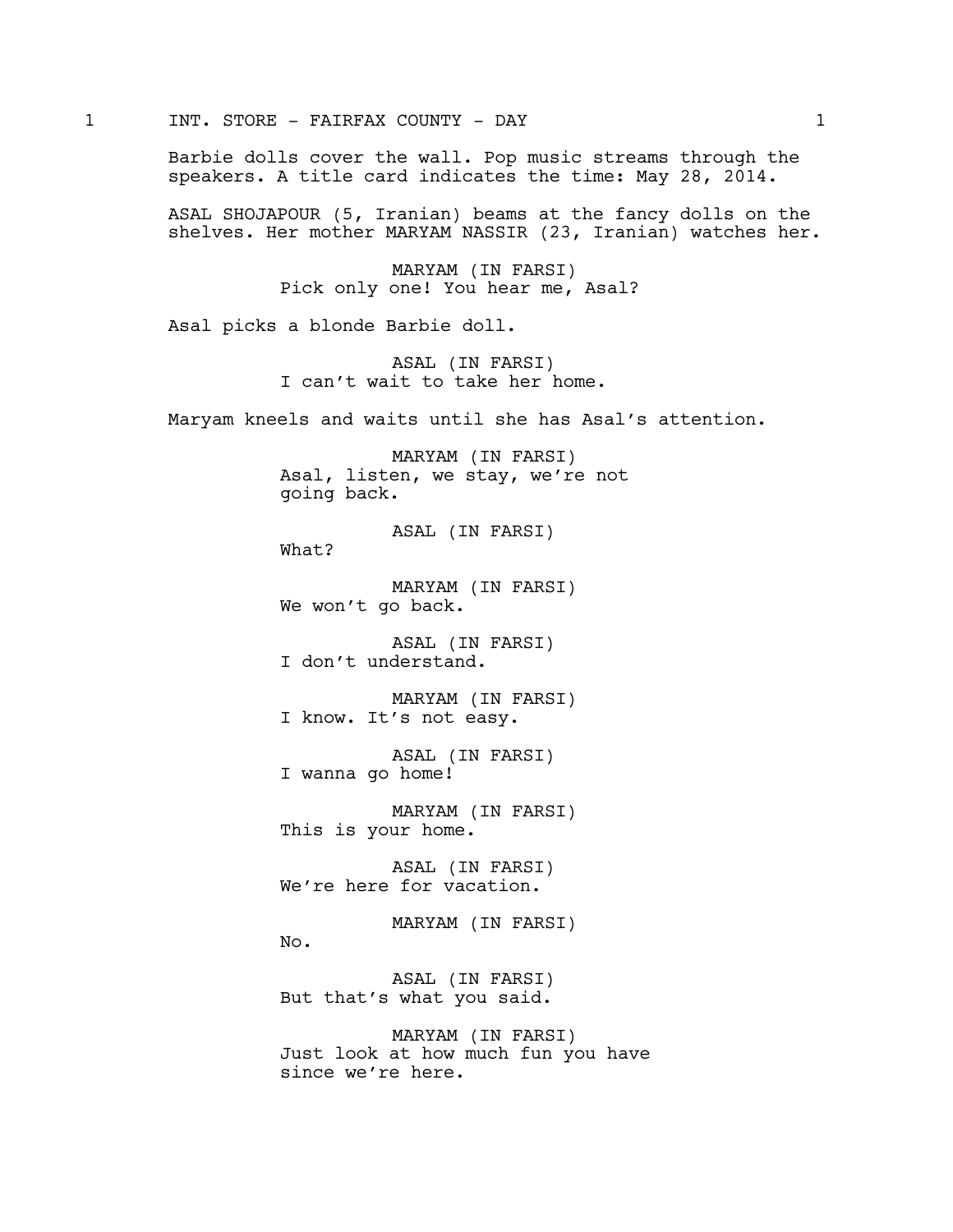1 INT. STORE - FAIRFAX COUNTY - DAY 1

Barbie dolls cover the wall. Pop music streams through the speakers. A title card indicates the time: May 28, 2014.

ASAL SHOJAPOUR (5, Iranian) beams at the fancy dolls on the shelves. Her mother MARYAM NASSIR (23, Iranian) watches her.

MARYAM (IN FARSI)
Pick only one! You hear me, Asal?

Asal picks a blonde Barbie doll.

ASAL (IN FARSI)
I can't wait to take her home.

Maryam kneels and waits until she has Asal's attention.

MARYAM (IN FARSI)
Asal, listen, we stay, we're not going back.

ASAL (IN FARSI)
What?

MARYAM (IN FARSI)
We won't go back.

ASAL (IN FARSI)
I don't understand.

MARYAM (IN FARSI)
I know. It's not easy.

ASAL (IN FARSI)
I wanna go home!

MARYAM (IN FARSI)
This is your home.

ASAL (IN FARSI)
We're here for vacation.

MARYAM (IN FARSI)
No.

ASAL (IN FARSI)
But that's what you said.

MARYAM (IN FARSI)
Just look at how much fun you have since we're here.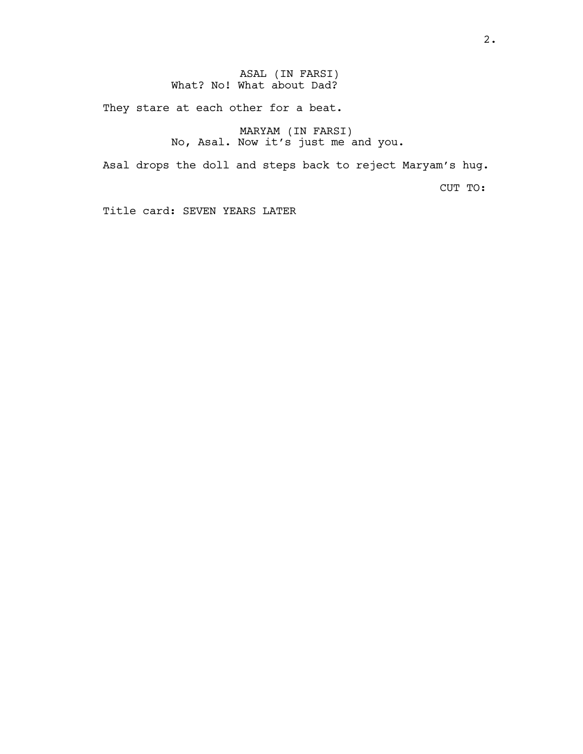ASAL (IN FARSI)
What? No! What about Dad?

They stare at each other for a beat.

MARYAM (IN FARSI)
No, Asal. Now it’s just me and you.

Asal drops the doll and steps back to reject Maryam’s hug.

CUT TO:

Title card: SEVEN YEARS LATER